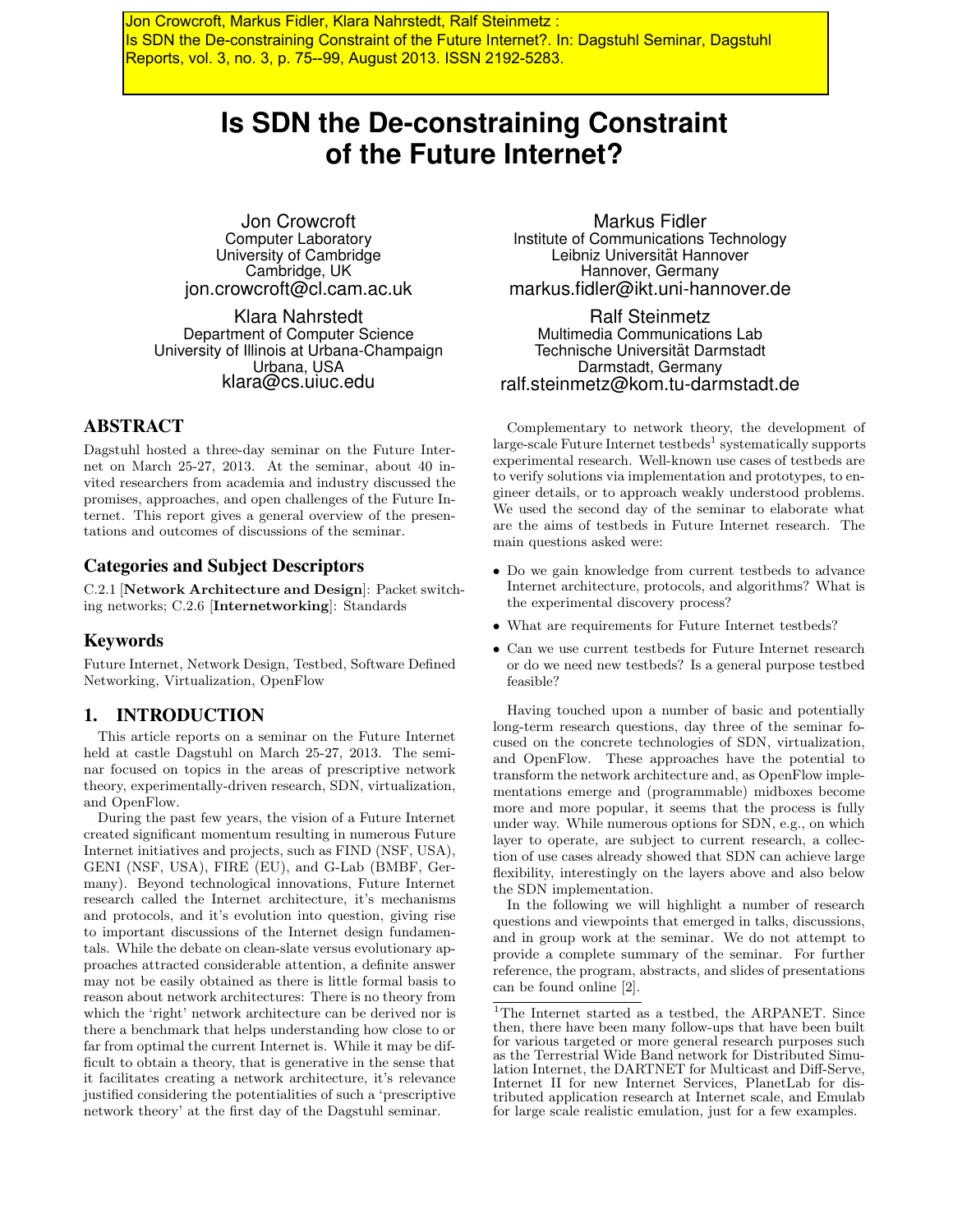Jon Crowcroft, Markus Fidler, Klara Nahrstedt, Ralf Steinmetz :
Is SDN the De-constraining Constraint of the Future Internet?. In: Dagstuhl Seminar, Dagstuhl Reports, vol. 3, no. 3, p. 75--99, August 2013. ISSN 2192-5283.

# Is SDN the De-constraining Constraint of the Future Internet?

Jon Crowcroft
Computer Laboratory
University of Cambridge
Cambridge, UK
jon.crowcroft@cl.cam.ac.uk

Markus Fidler
Institute of Communications Technology
Leibniz Universität Hannover
Hannover, Germany
markus.fidler@ikt.uni-hannover.de

Klara Nahrstedt
Department of Computer Science
University of Illinois at Urbana-Champaign
Urbana, USA
klara@cs.uiuc.edu

Ralf Steinmetz
Multimedia Communications Lab
Technische Universität Darmstadt
Darmstadt, Germany
ralf.steinmetz@kom.tu-darmstadt.de

## ABSTRACT

Dagstuhl hosted a three-day seminar on the Future Internet on March 25-27, 2013. At the seminar, about 40 invited researchers from academia and industry discussed the promises, approaches, and open challenges of the Future Internet. This report gives a general overview of the presentations and outcomes of discussions of the seminar.

### Categories and Subject Descriptors

C.2.1 [**Network Architecture and Design**]: Packet switching networks; C.2.6 [**Internetworking**]: Standards

### Keywords

Future Internet, Network Design, Testbed, Software Defined Networking, Virtualization, OpenFlow

## 1. INTRODUCTION

This article reports on a seminar on the Future Internet held at castle Dagstuhl on March 25-27, 2013. The seminar focused on topics in the areas of prescriptive network theory, experimentally-driven research, SDN, virtualization, and OpenFlow.

During the past few years, the vision of a Future Internet created significant momentum resulting in numerous Future Internet initiatives and projects, such as FIND (NSF, USA), GENI (NSF, USA), FIRE (EU), and G-Lab (BMBF, Germany). Beyond technological innovations, Future Internet research called the Internet architecture, it's mechanisms and protocols, and it's evolution into question, giving rise to important discussions of the Internet design fundamentals. While the debate on clean-slate versus evolutionary approaches attracted considerable attention, a definite answer may not be easily obtained as there is little formal basis to reason about network architectures: There is no theory from which the 'right' network architecture can be derived nor is there a benchmark that helps understanding how close to or far from optimal the current Internet is. While it may be difficult to obtain a theory, that is generative in the sense that it facilitates creating a network architecture, it's relevance justified considering the potentialities of such a 'prescriptive network theory' at the first day of the Dagstuhl seminar.

Complementary to network theory, the development of large-scale Future Internet testbeds[1] systematically supports experimental research. Well-known use cases of testbeds are to verify solutions via implementation and prototypes, to engineer details, or to approach weakly understood problems. We used the second day of the seminar to elaborate what are the aims of testbeds in Future Internet research. The main questions asked were:

- Do we gain knowledge from current testbeds to advance Internet architecture, protocols, and algorithms? What is the experimental discovery process?
- What are requirements for Future Internet testbeds?
- Can we use current testbeds for Future Internet research or do we need new testbeds? Is a general purpose testbed feasible?

Having touched upon a number of basic and potentially long-term research questions, day three of the seminar focused on the concrete technologies of SDN, virtualization, and OpenFlow. These approaches have the potential to transform the network architecture and, as OpenFlow implementations emerge and (programmable) midboxes become more and more popular, it seems that the process is fully under way. While numerous options for SDN, e.g., on which layer to operate, are subject to current research, a collection of use cases already showed that SDN can achieve large flexibility, interestingly on the layers above and also below the SDN implementation.

In the following we will highlight a number of research questions and viewpoints that emerged in talks, discussions, and in group work at the seminar. We do not attempt to provide a complete summary of the seminar. For further reference, the program, abstracts, and slides of presentations can be found online [2].

[1] The Internet started as a testbed, the ARPANET. Since then, there have been many follow-ups that have been built for various targeted or more general research purposes such as the Terrestrial Wide Band network for Distributed Simulation Internet, the DARTNET for Multicast and Diff-Serve, Internet II for new Internet Services, PlanetLab for distributed application research at Internet scale, and Emulab for large scale realistic emulation, just for a few examples.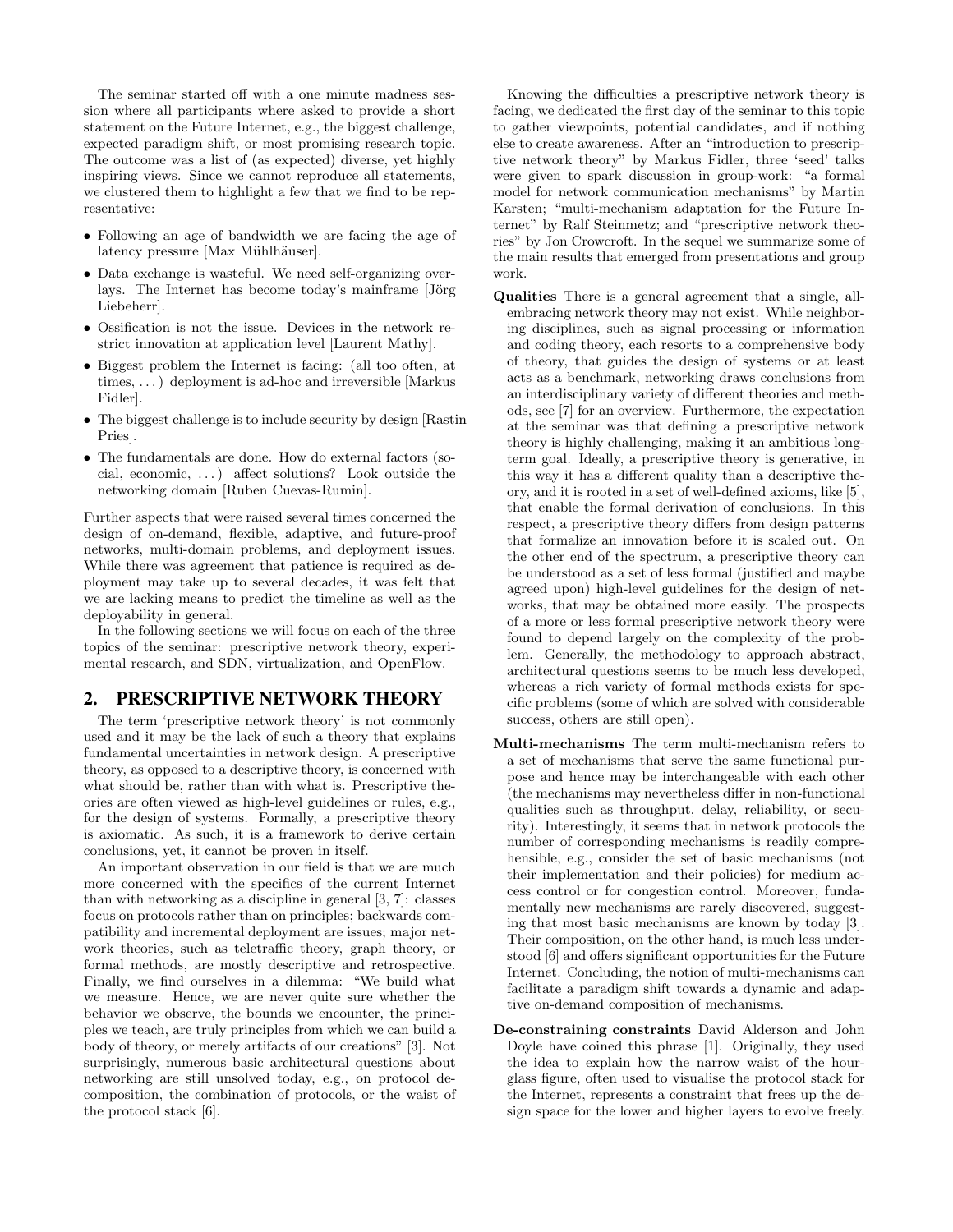The seminar started off with a one minute madness session where all participants where asked to provide a short statement on the Future Internet, e.g., the biggest challenge, expected paradigm shift, or most promising research topic. The outcome was a list of (as expected) diverse, yet highly inspiring views. Since we cannot reproduce all statements, we clustered them to highlight a few that we find to be representative:

- Following an age of bandwidth we are facing the age of latency pressure [Max Mühlhäuser].
- Data exchange is wasteful. We need self-organizing overlays. The Internet has become today's mainframe [Jörg Liebeherr].
- Ossification is not the issue. Devices in the network restrict innovation at application level [Laurent Mathy].
- Biggest problem the Internet is facing: (all too often, at times, ...) deployment is ad-hoc and irreversible [Markus Fidler].
- The biggest challenge is to include security by design [Rastin Pries].
- The fundamentals are done. How do external factors (social, economic, ...) affect solutions? Look outside the networking domain [Ruben Cuevas-Rumin].

Further aspects that were raised several times concerned the design of on-demand, flexible, adaptive, and future-proof networks, multi-domain problems, and deployment issues. While there was agreement that patience is required as deployment may take up to several decades, it was felt that we are lacking means to predict the timeline as well as the deployability in general.

In the following sections we will focus on each of the three topics of the seminar: prescriptive network theory, experimental research, and SDN, virtualization, and OpenFlow.

## 2. PRESCRIPTIVE NETWORK THEORY

The term 'prescriptive network theory' is not commonly used and it may be the lack of such a theory that explains fundamental uncertainties in network design. A prescriptive theory, as opposed to a descriptive theory, is concerned with what should be, rather than with what is. Prescriptive theories are often viewed as high-level guidelines or rules, e.g., for the design of systems. Formally, a prescriptive theory is axiomatic. As such, it is a framework to derive certain conclusions, yet, it cannot be proven in itself.

An important observation in our field is that we are much more concerned with the specifics of the current Internet than with networking as a discipline in general [3, 7]: classes focus on protocols rather than on principles; backwards compatibility and incremental deployment are issues; major network theories, such as teletraffic theory, graph theory, or formal methods, are mostly descriptive and retrospective. Finally, we find ourselves in a dilemma: "We build what we measure. Hence, we are never quite sure whether the behavior we observe, the bounds we encounter, the principles we teach, are truly principles from which we can build a body of theory, or merely artifacts of our creations" [3]. Not surprisingly, numerous basic architectural questions about networking are still unsolved today, e.g., on protocol decomposition, the combination of protocols, or the waist of the protocol stack [6].

Knowing the difficulties a prescriptive network theory is facing, we dedicated the first day of the seminar to this topic to gather viewpoints, potential candidates, and if nothing else to create awareness. After an "introduction to prescriptive network theory" by Markus Fidler, three 'seed' talks were given to spark discussion in group-work: "a formal model for network communication mechanisms" by Martin Karsten; "multi-mechanism adaptation for the Future Internet" by Ralf Steinmetz; and "prescriptive network theories" by Jon Crowcroft. In the sequel we summarize some of the main results that emerged from presentations and group work.

**Qualities** There is a general agreement that a single, all-embracing network theory may not exist. While neighboring disciplines, such as signal processing or information and coding theory, each resorts to a comprehensive body of theory, that guides the design of systems or at least acts as a benchmark, networking draws conclusions from an interdisciplinary variety of different theories and methods, see [7] for an overview. Furthermore, the expectation at the seminar was that defining a prescriptive network theory is highly challenging, making it an ambitious long-term goal. Ideally, a prescriptive theory is generative, in this way it has a different quality than a descriptive theory, and it is rooted in a set of well-defined axioms, like [5], that enable the formal derivation of conclusions. In this respect, a prescriptive theory differs from design patterns that formalize an innovation before it is scaled out. On the other end of the spectrum, a prescriptive theory can be understood as a set of less formal (justified and maybe agreed upon) high-level guidelines for the design of networks, that may be obtained more easily. The prospects of a more or less formal prescriptive network theory were found to depend largely on the complexity of the problem. Generally, the methodology to approach abstract, architectural questions seems to be much less developed, whereas a rich variety of formal methods exists for specific problems (some of which are solved with considerable success, others are still open).

**Multi-mechanisms** The term multi-mechanism refers to a set of mechanisms that serve the same functional purpose and hence may be interchangeable with each other (the mechanisms may nevertheless differ in non-functional qualities such as throughput, delay, reliability, or security). Interestingly, it seems that in network protocols the number of corresponding mechanisms is readily comprehensible, e.g., consider the set of basic mechanisms (not their implementation and their policies) for medium access control or for congestion control. Moreover, fundamentally new mechanisms are rarely discovered, suggesting that most basic mechanisms are known by today [3]. Their composition, on the other hand, is much less understood [6] and offers significant opportunities for the Future Internet. Concluding, the notion of multi-mechanisms can facilitate a paradigm shift towards a dynamic and adaptive on-demand composition of mechanisms.

**De-constraining constraints** David Alderson and John Doyle have coined this phrase [1]. Originally, they used the idea to explain how the narrow waist of the hourglass figure, often used to visualise the protocol stack for the Internet, represents a constraint that frees up the design space for the lower and higher layers to evolve freely.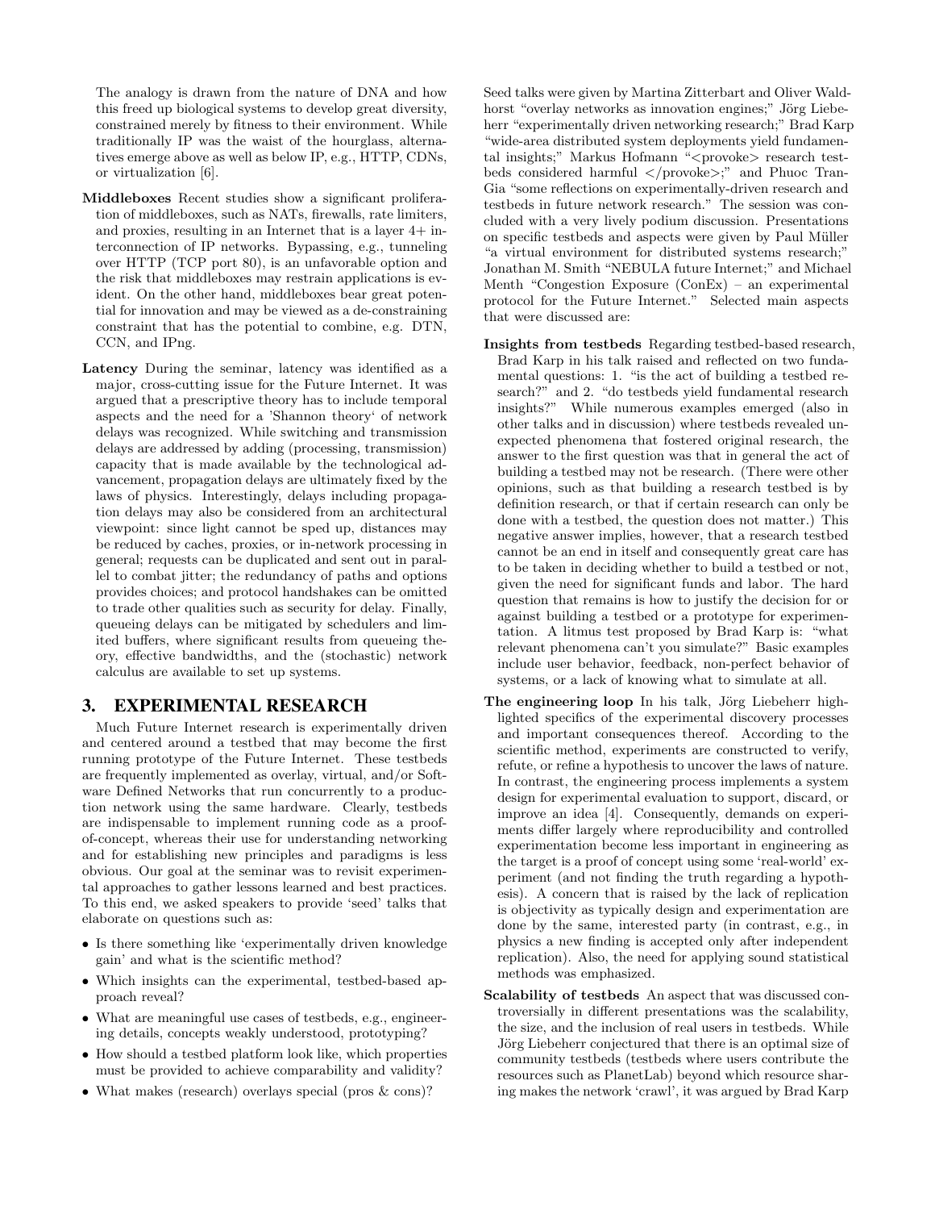The analogy is drawn from the nature of DNA and how this freed up biological systems to develop great diversity, constrained merely by fitness to their environment. While traditionally IP was the waist of the hourglass, alternatives emerge above as well as below IP, e.g., HTTP, CDNs, or virtualization [6].

**Middleboxes** Recent studies show a significant proliferation of middleboxes, such as NATs, firewalls, rate limiters, and proxies, resulting in an Internet that is a layer 4+ interconnection of IP networks. Bypassing, e.g., tunneling over HTTP (TCP port 80), is an unfavorable option and the risk that middleboxes may restrain applications is evident. On the other hand, middleboxes bear great potential for innovation and may be viewed as a de-constraining constraint that has the potential to combine, e.g. DTN, CCN, and IPng.

**Latency** During the seminar, latency was identified as a major, cross-cutting issue for the Future Internet. It was argued that a prescriptive theory has to include temporal aspects and the need for a 'Shannon theory' of network delays was recognized. While switching and transmission delays are addressed by adding (processing, transmission) capacity that is made available by the technological advancement, propagation delays are ultimately fixed by the laws of physics. Interestingly, delays including propagation delays may also be considered from an architectural viewpoint: since light cannot be sped up, distances may be reduced by caches, proxies, or in-network processing in general; requests can be duplicated and sent out in parallel to combat jitter; the redundancy of paths and options provides choices; and protocol handshakes can be omitted to trade other qualities such as security for delay. Finally, queueing delays can be mitigated by schedulers and limited buffers, where significant results from queueing theory, effective bandwidths, and the (stochastic) network calculus are available to set up systems.

## 3. EXPERIMENTAL RESEARCH

Much Future Internet research is experimentally driven and centered around a testbed that may become the first running prototype of the Future Internet. These testbeds are frequently implemented as overlay, virtual, and/or Software Defined Networks that run concurrently to a production network using the same hardware. Clearly, testbeds are indispensable to implement running code as a proof-of-concept, whereas their use for understanding networking and for establishing new principles and paradigms is less obvious. Our goal at the seminar was to revisit experimental approaches to gather lessons learned and best practices. To this end, we asked speakers to provide 'seed' talks that elaborate on questions such as:

- Is there something like 'experimentally driven knowledge gain' and what is the scientific method?
- Which insights can the experimental, testbed-based approach reveal?
- What are meaningful use cases of testbeds, e.g., engineering details, concepts weakly understood, prototyping?
- How should a testbed platform look like, which properties must be provided to achieve comparability and validity?
- What makes (research) overlays special (pros & cons)?

Seed talks were given by Martina Zitterbart and Oliver Waldhorst "overlay networks as innovation engines;" Jörg Liebeherr "experimentally driven networking research;" Brad Karp "wide-area distributed system deployments yield fundamental insights;" Markus Hofmann "<provoke> research testbeds considered harmful </provoke>;" and Phuoc Tran-Gia "some reflections on experimentally-driven research and testbeds in future network research." The session was concluded with a very lively podium discussion. Presentations on specific testbeds and aspects were given by Paul Müller "a virtual environment for distributed systems research;" Jonathan M. Smith "NEBULA future Internet;" and Michael Menth "Congestion Exposure (ConEx) – an experimental protocol for the Future Internet." Selected main aspects that were discussed are:

**Insights from testbeds** Regarding testbed-based research, Brad Karp in his talk raised and reflected on two fundamental questions: 1. "is the act of building a testbed research?" and 2. "do testbeds yield fundamental research insights?" While numerous examples emerged (also in other talks and in discussion) where testbeds revealed unexpected phenomena that fostered original research, the answer to the first question was that in general the act of building a testbed may not be research. (There were other opinions, such as that building a research testbed is by definition research, or that if certain research can only be done with a testbed, the question does not matter.) This negative answer implies, however, that a research testbed cannot be an end in itself and consequently great care has to be taken in deciding whether to build a testbed or not, given the need for significant funds and labor. The hard question that remains is how to justify the decision for or against building a testbed or a prototype for experimentation. A litmus test proposed by Brad Karp is: "what relevant phenomena can't you simulate?" Basic examples include user behavior, feedback, non-perfect behavior of systems, or a lack of knowing what to simulate at all.

**The engineering loop** In his talk, Jörg Liebeherr highlighted specifics of the experimental discovery processes and important consequences thereof. According to the scientific method, experiments are constructed to verify, refute, or refine a hypothesis to uncover the laws of nature. In contrast, the engineering process implements a system design for experimental evaluation to support, discard, or improve an idea [4]. Consequently, demands on experiments differ largely where reproducibility and controlled experimentation become less important in engineering as the target is a proof of concept using some 'real-world' experiment (and not finding the truth regarding a hypothesis). A concern that is raised by the lack of replication is objectivity as typically design and experimentation are done by the same, interested party (in contrast, e.g., in physics a new finding is accepted only after independent replication). Also, the need for applying sound statistical methods was emphasized.

**Scalability of testbeds** An aspect that was discussed controversially in different presentations was the scalability, the size, and the inclusion of real users in testbeds. While Jörg Liebeherr conjectured that there is an optimal size of community testbeds (testbeds where users contribute the resources such as PlanetLab) beyond which resource sharing makes the network 'crawl', it was argued by Brad Karp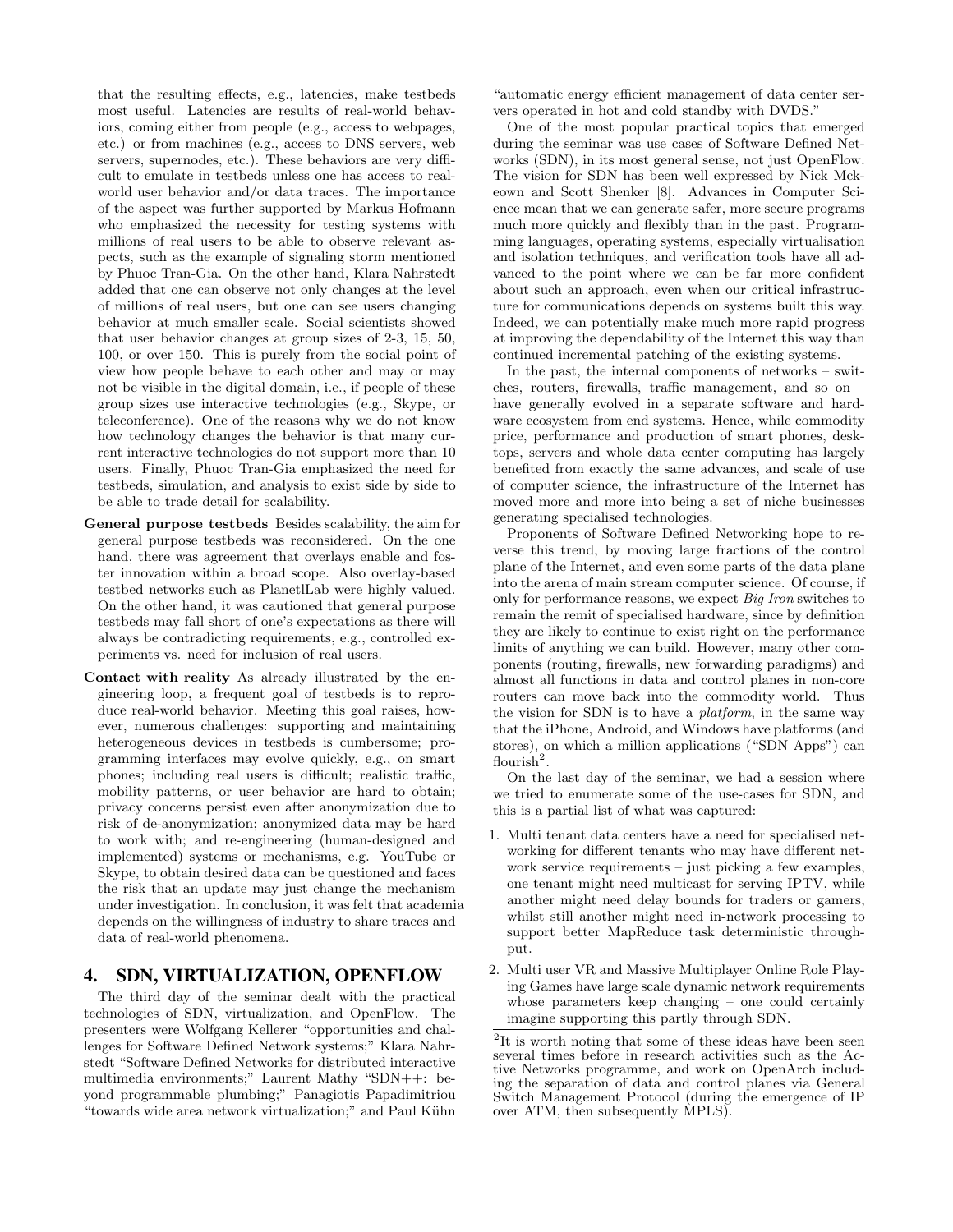that the resulting effects, e.g., latencies, make testbeds most useful. Latencies are results of real-world behaviors, coming either from people (e.g., access to webpages, etc.) or from machines (e.g., access to DNS servers, web servers, supernodes, etc.). These behaviors are very difficult to emulate in testbeds unless one has access to real-world user behavior and/or data traces. The importance of the aspect was further supported by Markus Hofmann who emphasized the necessity for testing systems with millions of real users to be able to observe relevant aspects, such as the example of signaling storm mentioned by Phuoc Tran-Gia. On the other hand, Klara Nahrstedt added that one can observe not only changes at the level of millions of real users, but one can see users changing behavior at much smaller scale. Social scientists showed that user behavior changes at group sizes of 2-3, 15, 50, 100, or over 150. This is purely from the social point of view how people behave to each other and may or may not be visible in the digital domain, i.e., if people of these group sizes use interactive technologies (e.g., Skype, or teleconference). One of the reasons why we do not know how technology changes the behavior is that many current interactive technologies do not support more than 10 users. Finally, Phuoc Tran-Gia emphasized the need for testbeds, simulation, and analysis to exist side by side to be able to trade detail for scalability.

**General purpose testbeds** Besides scalability, the aim for general purpose testbeds was reconsidered. On the one hand, there was agreement that overlays enable and foster innovation within a broad scope. Also overlay-based testbed networks such as PlanetlLab were highly valued. On the other hand, it was cautioned that general purpose testbeds may fall short of one's expectations as there will always be contradicting requirements, e.g., controlled experiments vs. need for inclusion of real users.

**Contact with reality** As already illustrated by the engineering loop, a frequent goal of testbeds is to reproduce real-world behavior. Meeting this goal raises, however, numerous challenges: supporting and maintaining heterogeneous devices in testbeds is cumbersome; programming interfaces may evolve quickly, e.g., on smart phones; including real users is difficult; realistic traffic, mobility patterns, or user behavior are hard to obtain; privacy concerns persist even after anonymization due to risk of de-anonymization; anonymized data may be hard to work with; and re-engineering (human-designed and implemented) systems or mechanisms, e.g. YouTube or Skype, to obtain desired data can be questioned and faces the risk that an update may just change the mechanism under investigation. In conclusion, it was felt that academia depends on the willingness of industry to share traces and data of real-world phenomena.

## 4. SDN, VIRTUALIZATION, OPENFLOW

The third day of the seminar dealt with the practical technologies of SDN, virtualization, and OpenFlow. The presenters were Wolfgang Kellerer "opportunities and challenges for Software Defined Network systems;" Klara Nahrstedt "Software Defined Networks for distributed interactive multimedia environments;" Laurent Mathy "SDN++: beyond programmable plumbing;" Panagiotis Papadimitriou "towards wide area network virtualization;" and Paul Kühn "automatic energy efficient management of data center servers operated in hot and cold standby with DVDS."

One of the most popular practical topics that emerged during the seminar was use cases of Software Defined Networks (SDN), in its most general sense, not just OpenFlow. The vision for SDN has been well expressed by Nick Mckeown and Scott Shenker [8]. Advances in Computer Science mean that we can generate safer, more secure programs much more quickly and flexibly than in the past. Programming languages, operating systems, especially virtualisation and isolation techniques, and verification tools have all advanced to the point where we can be far more confident about such an approach, even when our critical infrastructure for communications depends on systems built this way. Indeed, we can potentially make much more rapid progress at improving the dependability of the Internet this way than continued incremental patching of the existing systems.

In the past, the internal components of networks – switches, routers, firewalls, traffic management, and so on – have generally evolved in a separate software and hardware ecosystem from end systems. Hence, while commodity price, performance and production of smart phones, desktops, servers and whole data center computing has largely benefited from exactly the same advances, and scale of use of computer science, the infrastructure of the Internet has moved more and more into being a set of niche businesses generating specialised technologies.

Proponents of Software Defined Networking hope to reverse this trend, by moving large fractions of the control plane of the Internet, and even some parts of the data plane into the arena of main stream computer science. Of course, if only for performance reasons, we expect *Big Iron* switches to remain the remit of specialised hardware, since by definition they are likely to continue to exist right on the performance limits of anything we can build. However, many other components (routing, firewalls, new forwarding paradigms) and almost all functions in data and control planes in non-core routers can move back into the commodity world. Thus the vision for SDN is to have a *platform*, in the same way that the iPhone, Android, and Windows have platforms (and stores), on which a million applications ("SDN Apps") can flourish[2].

On the last day of the seminar, we had a session where we tried to enumerate some of the use-cases for SDN, and this is a partial list of what was captured:

1. Multi tenant data centers have a need for specialised networking for different tenants who may have different network service requirements – just picking a few examples, one tenant might need multicast for serving IPTV, while another might need delay bounds for traders or gamers, whilst still another might need in-network processing to support better MapReduce task deterministic throughput.
2. Multi user VR and Massive Multiplayer Online Role Playing Games have large scale dynamic network requirements whose parameters keep changing – one could certainly imagine supporting this partly through SDN.

[2] It is worth noting that some of these ideas have been seen several times before in research activities such as the Active Networks programme, and work on OpenArch including the separation of data and control planes via General Switch Management Protocol (during the emergence of IP over ATM, then subsequently MPLS).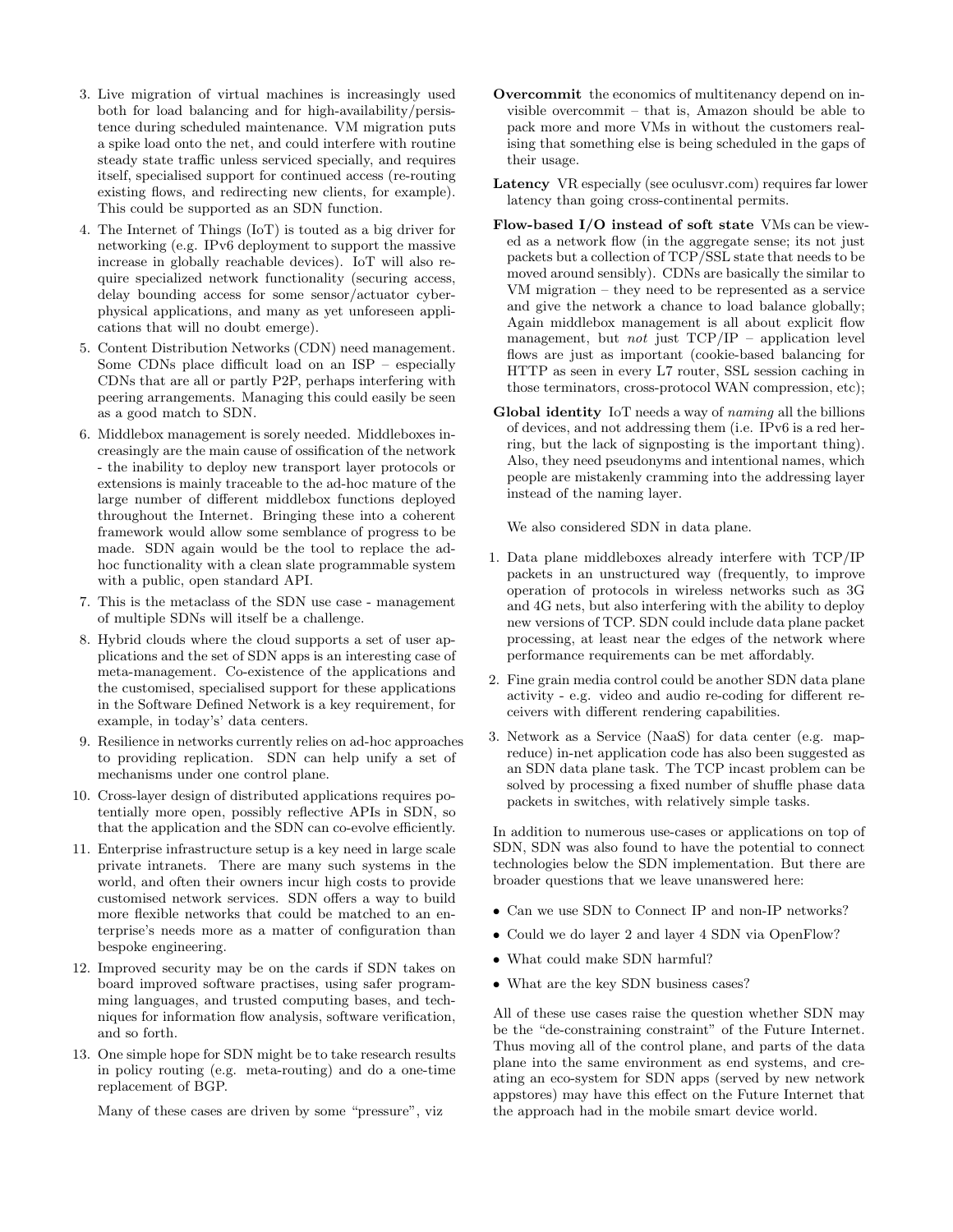3. Live migration of virtual machines is increasingly used both for load balancing and for high-availability/persistence during scheduled maintenance. VM migration puts a spike load onto the net, and could interfere with routine steady state traffic unless serviced specially, and requires itself, specialised support for continued access (re-routing existing flows, and redirecting new clients, for example). This could be supported as an SDN function.
4. The Internet of Things (IoT) is touted as a big driver for networking (e.g. IPv6 deployment to support the massive increase in globally reachable devices). IoT will also require specialized network functionality (securing access, delay bounding access for some sensor/actuator cyber-physical applications, and many as yet unforeseen applications that will no doubt emerge).
5. Content Distribution Networks (CDN) need management. Some CDNs place difficult load on an ISP – especially CDNs that are all or partly P2P, perhaps interfering with peering arrangements. Managing this could easily be seen as a good match to SDN.
6. Middlebox management is sorely needed. Middleboxes increasingly are the main cause of ossification of the network - the inability to deploy new transport layer protocols or extensions is mainly traceable to the ad-hoc mature of the large number of different middlebox functions deployed throughout the Internet. Bringing these into a coherent framework would allow some semblance of progress to be made. SDN again would be the tool to replace the ad-hoc functionality with a clean slate programmable system with a public, open standard API.
7. This is the metaclass of the SDN use case - management of multiple SDNs will itself be a challenge.
8. Hybrid clouds where the cloud supports a set of user applications and the set of SDN apps is an interesting case of meta-management. Co-existence of the applications and the customised, specialised support for these applications in the Software Defined Network is a key requirement, for example, in today's' data centers.
9. Resilience in networks currently relies on ad-hoc approaches to providing replication. SDN can help unify a set of mechanisms under one control plane.
10. Cross-layer design of distributed applications requires potentially more open, possibly reflective APIs in SDN, so that the application and the SDN can co-evolve efficiently.
11. Enterprise infrastructure setup is a key need in large scale private intranets. There are many such systems in the world, and often their owners incur high costs to provide customised network services. SDN offers a way to build more flexible networks that could be matched to an enterprise's needs more as a matter of configuration than bespoke engineering.
12. Improved security may be on the cards if SDN takes on board improved software practises, using safer programming languages, and trusted computing bases, and techniques for information flow analysis, software verification, and so forth.
13. One simple hope for SDN might be to take research results in policy routing (e.g. meta-routing) and do a one-time replacement of BGP.

Many of these cases are driven by some "pressure", viz

**Overcommit** the economics of multitenancy depend on invisible overcommit – that is, Amazon should be able to pack more and more VMs in without the customers realising that something else is being scheduled in the gaps of their usage.

**Latency** VR especially (see oculusvr.com) requires far lower latency than going cross-continental permits.

**Flow-based I/O instead of soft state** VMs can be viewed as a network flow (in the aggregate sense; its not just packets but a collection of TCP/SSL state that needs to be moved around sensibly). CDNs are basically the similar to VM migration – they need to be represented as a service and give the network a chance to load balance globally; Again middlebox management is all about explicit flow management, but *not* just TCP/IP – application level flows are just as important (cookie-based balancing for HTTP as seen in every L7 router, SSL session caching in those terminators, cross-protocol WAN compression, etc);

**Global identity** IoT needs a way of *naming* all the billions of devices, and not addressing them (i.e. IPv6 is a red herring, but the lack of signposting is the important thing). Also, they need pseudonyms and intentional names, which people are mistakenly cramming into the addressing layer instead of the naming layer.

We also considered SDN in data plane.

1. Data plane middleboxes already interfere with TCP/IP packets in an unstructured way (frequently, to improve operation of protocols in wireless networks such as 3G and 4G nets, but also interfering with the ability to deploy new versions of TCP. SDN could include data plane packet processing, at least near the edges of the network where performance requirements can be met affordably.
2. Fine grain media control could be another SDN data plane activity - e.g. video and audio re-coding for different receivers with different rendering capabilities.
3. Network as a Service (NaaS) for data center (e.g. map-reduce) in-net application code has also been suggested as an SDN data plane task. The TCP incast problem can be solved by processing a fixed number of shuffle phase data packets in switches, with relatively simple tasks.

In addition to numerous use-cases or applications on top of SDN, SDN was also found to have the potential to connect technologies below the SDN implementation. But there are broader questions that we leave unanswered here:

- Can we use SDN to Connect IP and non-IP networks?
- Could we do layer 2 and layer 4 SDN via OpenFlow?
- What could make SDN harmful?
- What are the key SDN business cases?

All of these use cases raise the question whether SDN may be the "de-constraining constraint" of the Future Internet. Thus moving all of the control plane, and parts of the data plane into the same environment as end systems, and creating an eco-system for SDN apps (served by new network appstores) may have this effect on the Future Internet that the approach had in the mobile smart device world.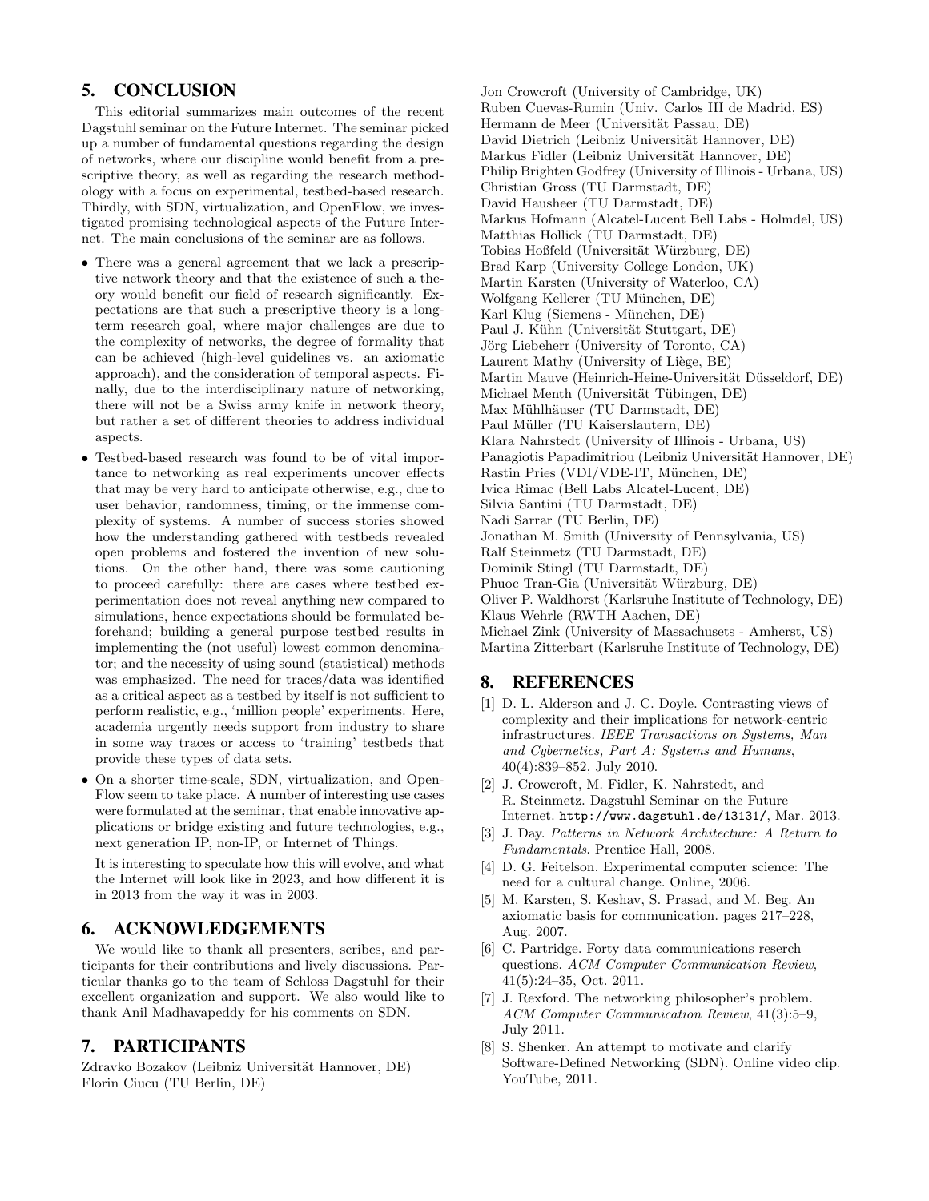## 5. CONCLUSION

This editorial summarizes main outcomes of the recent Dagstuhl seminar on the Future Internet. The seminar picked up a number of fundamental questions regarding the design of networks, where our discipline would benefit from a prescriptive theory, as well as regarding the research methodology with a focus on experimental, testbed-based research. Thirdly, with SDN, virtualization, and OpenFlow, we investigated promising technological aspects of the Future Internet. The main conclusions of the seminar are as follows.

- There was a general agreement that we lack a prescriptive network theory and that the existence of such a theory would benefit our field of research significantly. Expectations are that such a prescriptive theory is a long-term research goal, where major challenges are due to the complexity of networks, the degree of formality that can be achieved (high-level guidelines vs. an axiomatic approach), and the consideration of temporal aspects. Finally, due to the interdisciplinary nature of networking, there will not be a Swiss army knife in network theory, but rather a set of different theories to address individual aspects.
- Testbed-based research was found to be of vital importance to networking as real experiments uncover effects that may be very hard to anticipate otherwise, e.g., due to user behavior, randomness, timing, or the immense complexity of systems. A number of success stories showed how the understanding gathered with testbeds revealed open problems and fostered the invention of new solutions. On the other hand, there was some cautioning to proceed carefully: there are cases where testbed experimentation does not reveal anything new compared to simulations, hence expectations should be formulated beforehand; building a general purpose testbed results in implementing the (not useful) lowest common denominator; and the necessity of using sound (statistical) methods was emphasized. The need for traces/data was identified as a critical aspect as a testbed by itself is not sufficient to perform realistic, e.g., 'million people' experiments. Here, academia urgently needs support from industry to share in some way traces or access to 'training' testbeds that provide these types of data sets.
- On a shorter time-scale, SDN, virtualization, and OpenFlow seem to take place. A number of interesting use cases were formulated at the seminar, that enable innovative applications or bridge existing and future technologies, e.g., next generation IP, non-IP, or Internet of Things.

  It is interesting to speculate how this will evolve, and what the Internet will look like in 2023, and how different it is in 2013 from the way it was in 2003.

## 6. ACKNOWLEDGEMENTS

We would like to thank all presenters, scribes, and participants for their contributions and lively discussions. Particular thanks go to the team of Schloss Dagstuhl for their excellent organization and support. We also would like to thank Anil Madhavapeddy for his comments on SDN.

## 7. PARTICIPANTS

Zdravko Bozakov (Leibniz Universität Hannover, DE)
Florin Ciucu (TU Berlin, DE)
Jon Crowcroft (University of Cambridge, UK)
Ruben Cuevas-Rumin (Univ. Carlos III de Madrid, ES)
Hermann de Meer (Universität Passau, DE)
David Dietrich (Leibniz Universität Hannover, DE)
Markus Fidler (Leibniz Universität Hannover, DE)
Philip Brighten Godfrey (University of Illinois - Urbana, US)
Christian Gross (TU Darmstadt, DE)
David Hausheer (TU Darmstadt, DE)
Markus Hofmann (Alcatel-Lucent Bell Labs - Holmdel, US)
Matthias Hollick (TU Darmstadt, DE)
Tobias Hoßfeld (Universität Würzburg, DE)
Brad Karp (University College London, UK)
Martin Karsten (University of Waterloo, CA)
Wolfgang Kellerer (TU München, DE)
Karl Klug (Siemens - München, DE)
Paul J. Kühn (Universität Stuttgart, DE)
Jörg Liebeherr (University of Toronto, CA)
Laurent Mathy (University of Liège, BE)
Martin Mauve (Heinrich-Heine-Universität Düsseldorf, DE)
Michael Menth (Universität Tübingen, DE)
Max Mühlhäuser (TU Darmstadt, DE)
Paul Müller (TU Kaiserslautern, DE)
Klara Nahrstedt (University of Illinois - Urbana, US)
Panagiotis Papadimitriou (Leibniz Universität Hannover, DE)
Rastin Pries (VDI/VDE-IT, München, DE)
Ivica Rimac (Bell Labs Alcatel-Lucent, DE)
Silvia Santini (TU Darmstadt, DE)
Nadi Sarrar (TU Berlin, DE)
Jonathan M. Smith (University of Pennsylvania, US)
Ralf Steinmetz (TU Darmstadt, DE)
Dominik Stingl (TU Darmstadt, DE)
Phuoc Tran-Gia (Universität Würzburg, DE)
Oliver P. Waldhorst (Karlsruhe Institute of Technology, DE)
Klaus Wehrle (RWTH Aachen, DE)
Michael Zink (University of Massachusets - Amherst, US)
Martina Zitterbart (Karlsruhe Institute of Technology, DE)

## 8. REFERENCES

[1] D. L. Alderson and J. C. Doyle. Contrasting views of complexity and their implications for network-centric infrastructures. *IEEE Transactions on Systems, Man and Cybernetics, Part A: Systems and Humans*, 40(4):839–852, July 2010.

[2] J. Crowcroft, M. Fidler, K. Nahrstedt, and R. Steinmetz. Dagstuhl Seminar on the Future Internet. `http://www.dagstuhl.de/13131/`, Mar. 2013.

[3] J. Day. *Patterns in Network Architecture: A Return to Fundamentals*. Prentice Hall, 2008.

[4] D. G. Feitelson. Experimental computer science: The need for a cultural change. Online, 2006.

[5] M. Karsten, S. Keshav, S. Prasad, and M. Beg. An axiomatic basis for communication. pages 217–228, Aug. 2007.

[6] C. Partridge. Forty data communications reserch questions. *ACM Computer Communication Review*, 41(5):24–35, Oct. 2011.

[7] J. Rexford. The networking philosopher's problem. *ACM Computer Communication Review*, 41(3):5–9, July 2011.

[8] S. Shenker. An attempt to motivate and clarify Software-Defined Networking (SDN). Online video clip. YouTube, 2011.